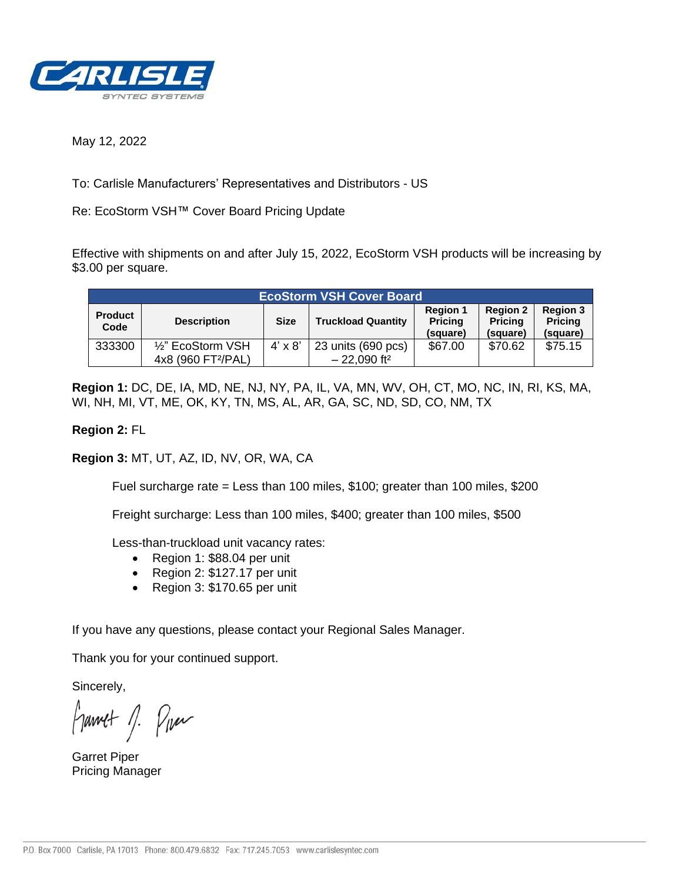May 12, 2022

To: Carlisle Manufacturers' Representatives and Distributors - US

Re: EcoStorm VSH™ Cover Board Pricing Update

Effective with shipments on and after July 15, 2022, EcoStorm VSH products will be increasing by $3.00 per square.

| EcoStorm VSH Cover Board | | | | | | |
|---|---|---|---|---|---|---|
| **Product Code** | **Description** | **Size** | **Truckload Quantity** | **Region 1 Pricing (square)** | **Region 2 Pricing (square)** | **Region 3 Pricing (square)** |
| 333300 | ½" EcoStorm VSH 4x8 (960 FT²/PAL) | 4' x 8' | 23 units (690 pcs) – 22,090 ft² | $67.00 | $70.62 | $75.15 |

**Region 1:** DC, DE, IA, MD, NE, NJ, NY, PA, IL, VA, MN, WV, OH, CT, MO, NC, IN, RI, KS, MA, WI, NH, MI, VT, ME, OK, KY, TN, MS, AL, AR, GA, SC, ND, SD, CO, NM, TX

**Region 2:** FL

**Region 3:** MT, UT, AZ, ID, NV, OR, WA, CA

Fuel surcharge rate = Less than 100 miles, $100; greater than 100 miles, $200

Freight surcharge: Less than 100 miles, $400; greater than 100 miles, $500

Less-than-truckload unit vacancy rates:

- Region 1: $88.04 per unit
- Region 2: $127.17 per unit
- Region 3: $170.65 per unit

If you have any questions, please contact your Regional Sales Manager.

Thank you for your continued support.

Sincerely,

Garret Piper
Pricing Manager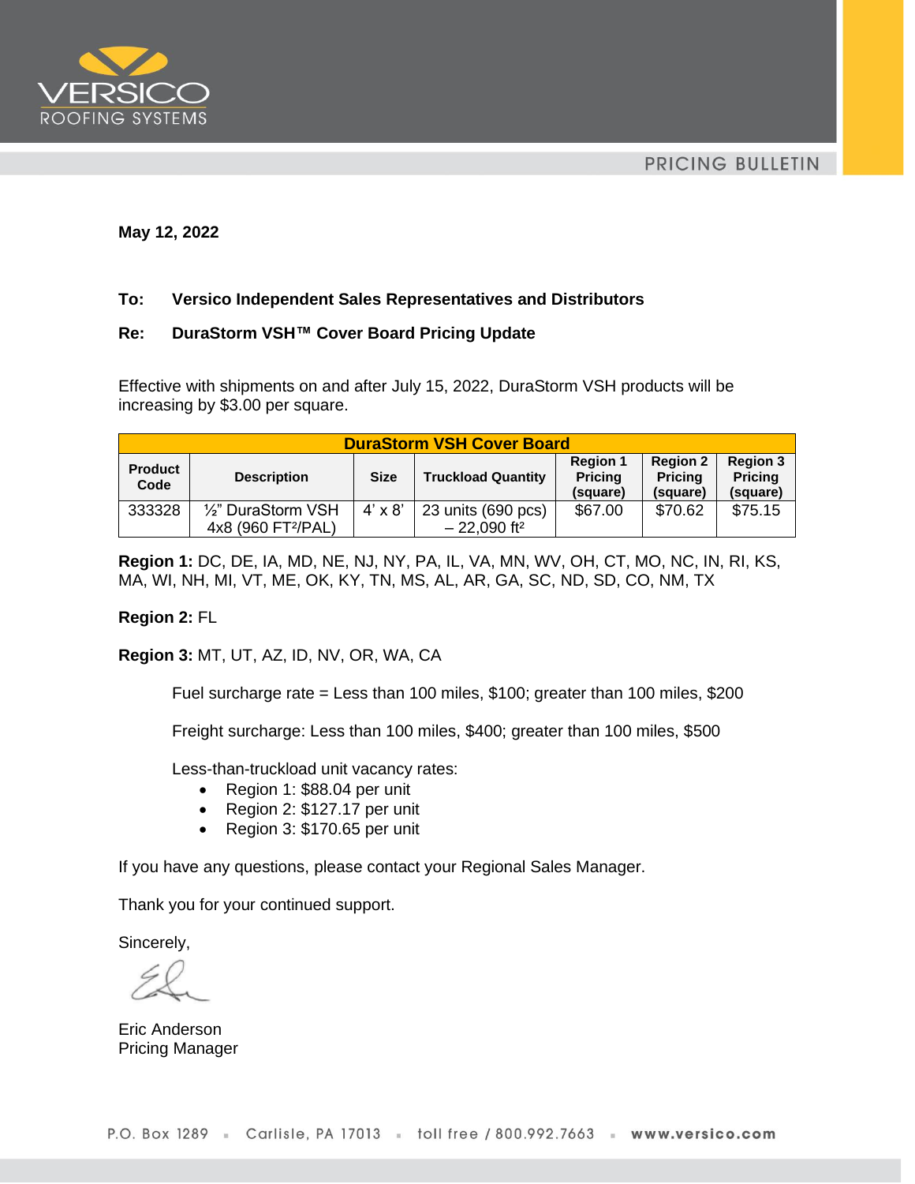VERSICO ROOFING SYSTEMS

PRICING BULLETIN

**May 12, 2022**

**To: Versico Independent Sales Representatives and Distributors**

**Re: DuraStorm VSH™ Cover Board Pricing Update**

Effective with shipments on and after July 15, 2022, DuraStorm VSH products will be increasing by $3.00 per square.

| DuraStorm VSH Cover Board | | | | | | |
|---|---|---|---|---|---|---|
| **Product Code** | **Description** | **Size** | **Truckload Quantity** | **Region 1 Pricing (square)** | **Region 2 Pricing (square)** | **Region 3 Pricing (square)** |
| 333328 | ½" DuraStorm VSH 4x8 (960 FT²/PAL) | 4' x 8' | 23 units (690 pcs) – 22,090 ft² | $67.00 | $70.62 | $75.15 |

**Region 1:** DC, DE, IA, MD, NE, NJ, NY, PA, IL, VA, MN, WV, OH, CT, MO, NC, IN, RI, KS, MA, WI, NH, MI, VT, ME, OK, KY, TN, MS, AL, AR, GA, SC, ND, SD, CO, NM, TX

**Region 2:** FL

**Region 3:** MT, UT, AZ, ID, NV, OR, WA, CA

Fuel surcharge rate = Less than 100 miles, $100; greater than 100 miles, $200

Freight surcharge: Less than 100 miles, $400; greater than 100 miles, $500

Less-than-truckload unit vacancy rates:

- Region 1: $88.04 per unit
- Region 2: $127.17 per unit
- Region 3: $170.65 per unit

If you have any questions, please contact your Regional Sales Manager.

Thank you for your continued support.

Sincerely,

Eric Anderson
Pricing Manager

P.O. Box 1289 ▪ Carlisle, PA 17013 ▪ toll free / 800.992.7663 ▪ **www.versico.com**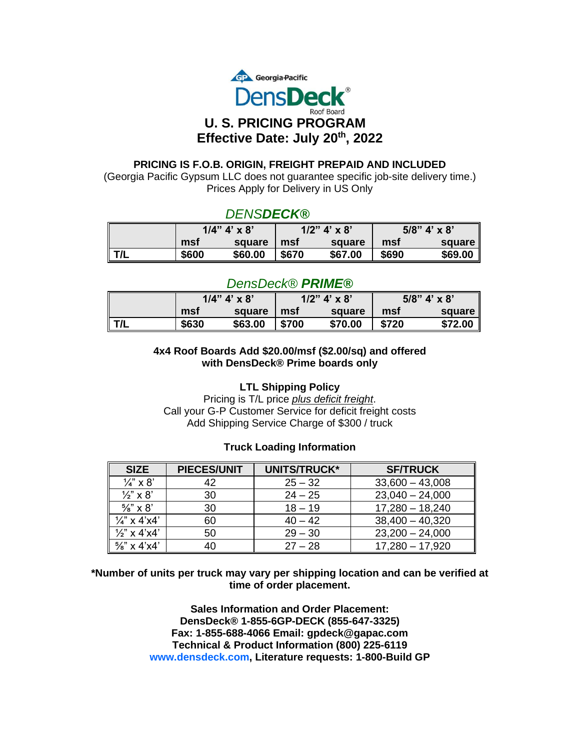Georgia-Pacific

DensDeck® Roof Board

# U. S. PRICING PROGRAM

## Effective Date: July 20th, 2022

**PRICING IS F.O.B. ORIGIN, FREIGHT PREPAID AND INCLUDED**

(Georgia Pacific Gypsum LLC does not guarantee specific job-site delivery time.)

Prices Apply for Delivery in US Only

### *DENS**DECK®***

| | 1/4" 4' x 8' | | 1/2" 4' x 8' | | 5/8" 4' x 8' | |
|---|---|---|---|---|---|---|
| | msf | square | msf | square | msf | square |
| T/L | $600 | $60.00 | $670 | $67.00 | $690 | $69.00 |

### *DensDeck® **PRIME®***

| | 1/4" 4' x 8' | | 1/2" 4' x 8' | | 5/8" 4' x 8' | |
|---|---|---|---|---|---|---|
| | msf | square | msf | square | msf | square |
| T/L | $630 | $63.00 | $700 | $70.00 | $720 | $72.00 |

**4x4 Roof Boards Add $20.00/msf ($2.00/sq) and offered with DensDeck® Prime boards only**

**LTL Shipping Policy**

Pricing is T/L price *plus deficit freight*.
Call your G-P Customer Service for deficit freight costs
Add Shipping Service Charge of $300 / truck

**Truck Loading Information**

| SIZE | PIECES/UNIT | UNITS/TRUCK* | SF/TRUCK |
|---|---|---|---|
| ¼" x 8' | 42 | 25 – 32 | 33,600 – 43,008 |
| ½" x 8' | 30 | 24 – 25 | 23,040 – 24,000 |
| ⅝" x 8' | 30 | 18 – 19 | 17,280 – 18,240 |
| ¼" x 4'x4' | 60 | 40 – 42 | 38,400 – 40,320 |
| ½" x 4'x4' | 50 | 29 – 30 | 23,200 – 24,000 |
| ⅝" x 4'x4' | 40 | 27 – 28 | 17,280 – 17,920 |

**\*Number of units per truck may vary per shipping location and can be verified at time of order placement.**

**Sales Information and Order Placement:**
**DensDeck® 1-855-6GP-DECK (855-647-3325)**
**Fax: 1-855-688-4066 Email: gpdeck@gapac.com**
**Technical & Product Information (800) 225-6119**
**www.densdeck.com, Literature requests: 1-800-Build GP**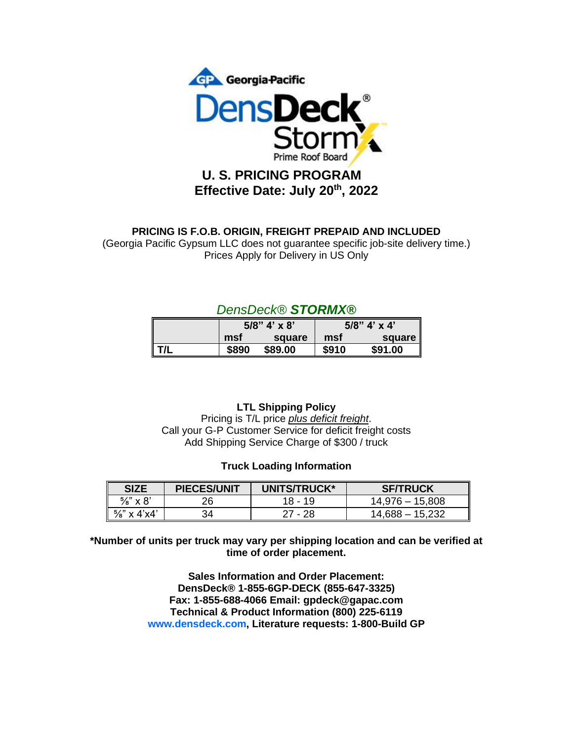Georgia-Pacific

DensDeck® StormX™ Prime Roof Board

# U. S. PRICING PROGRAM

## Effective Date: July 20th, 2022

**PRICING IS F.O.B. ORIGIN, FREIGHT PREPAID AND INCLUDED**

(Georgia Pacific Gypsum LLC does not guarantee specific job-site delivery time.)

Prices Apply for Delivery in US Only

## *DensDeck® **STORMX®***

| | 5/8" 4' x 8' | | 5/8" 4' x 4' | |
|---|---|---|---|---|
| | msf | square | msf | square |
| T/L | $890 | $89.00 | $910 | $91.00 |

**LTL Shipping Policy**

Pricing is T/L price *plus deficit freight*.

Call your G-P Customer Service for deficit freight costs

Add Shipping Service Charge of $300 / truck

**Truck Loading Information**

| SIZE | PIECES/UNIT | UNITS/TRUCK* | SF/TRUCK |
|---|---|---|---|
| ⅝" x 8' | 26 | 18 - 19 | 14,976 – 15,808 |
| ⅝" x 4'x4' | 34 | 27 - 28 | 14,688 – 15,232 |

**\*Number of units per truck may vary per shipping location and can be verified at time of order placement.**

**Sales Information and Order Placement:**
**DensDeck® 1-855-6GP-DECK (855-647-3325)**
**Fax: 1-855-688-4066 Email: gpdeck@gapac.com**
**Technical & Product Information (800) 225-6119**
**www.densdeck.com, Literature requests: 1-800-Build GP**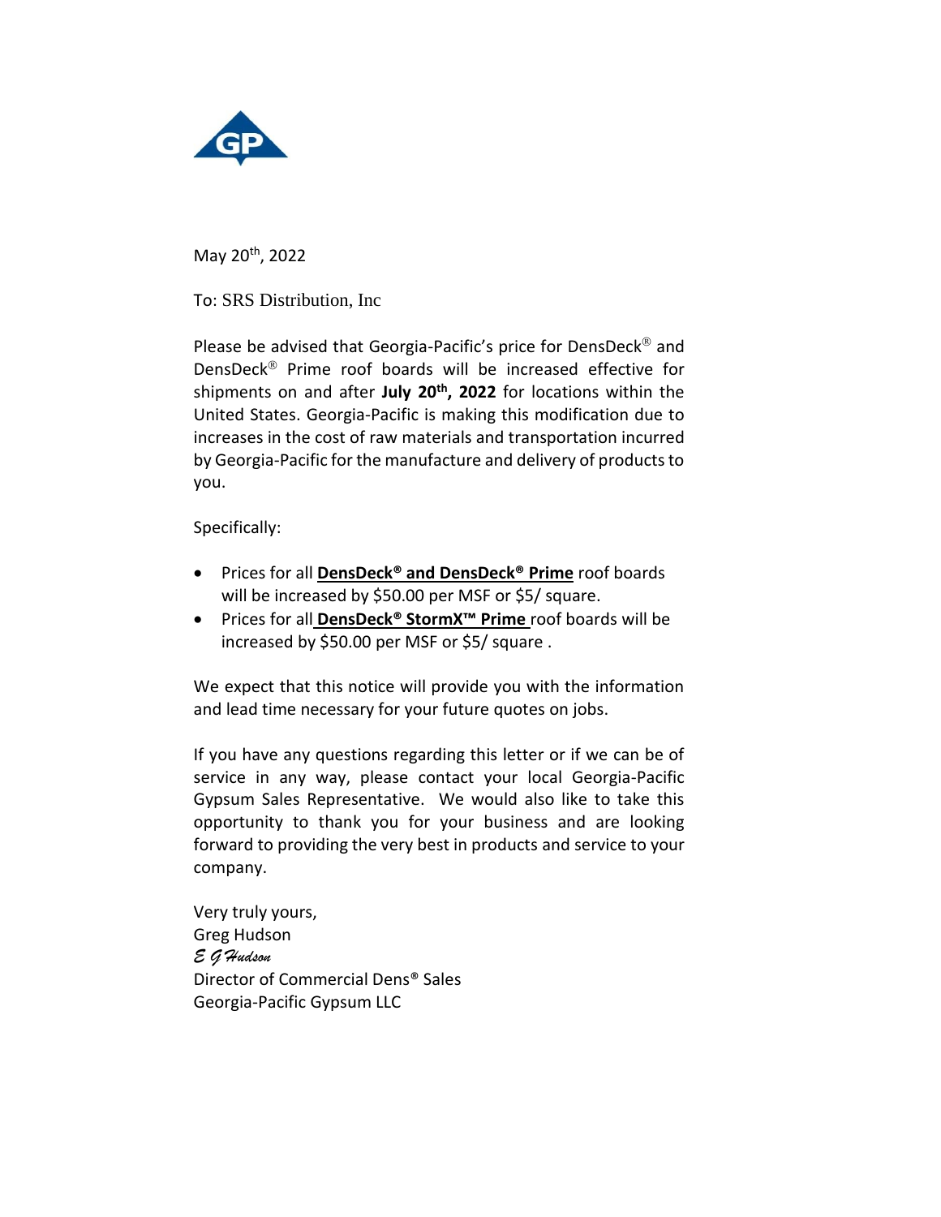May 20th, 2022

To: SRS Distribution, Inc

Please be advised that Georgia-Pacific's price for DensDeck® and DensDeck® Prime roof boards will be increased effective for shipments on and after **July 20th, 2022** for locations within the United States. Georgia-Pacific is making this modification due to increases in the cost of raw materials and transportation incurred by Georgia-Pacific for the manufacture and delivery of products to you.

Specifically:

- Prices for all **DensDeck® and DensDeck® Prime** roof boards will be increased by $50.00 per MSF or $5/ square.
- Prices for all **DensDeck® StormX™ Prime** roof boards will be increased by $50.00 per MSF or $5/ square .

We expect that this notice will provide you with the information and lead time necessary for your future quotes on jobs.

If you have any questions regarding this letter or if we can be of service in any way, please contact your local Georgia-Pacific Gypsum Sales Representative. We would also like to take this opportunity to thank you for your business and are looking forward to providing the very best in products and service to your company.

Very truly yours,
Greg Hudson
*E G Hudson*
Director of Commercial Dens® Sales
Georgia-Pacific Gypsum LLC